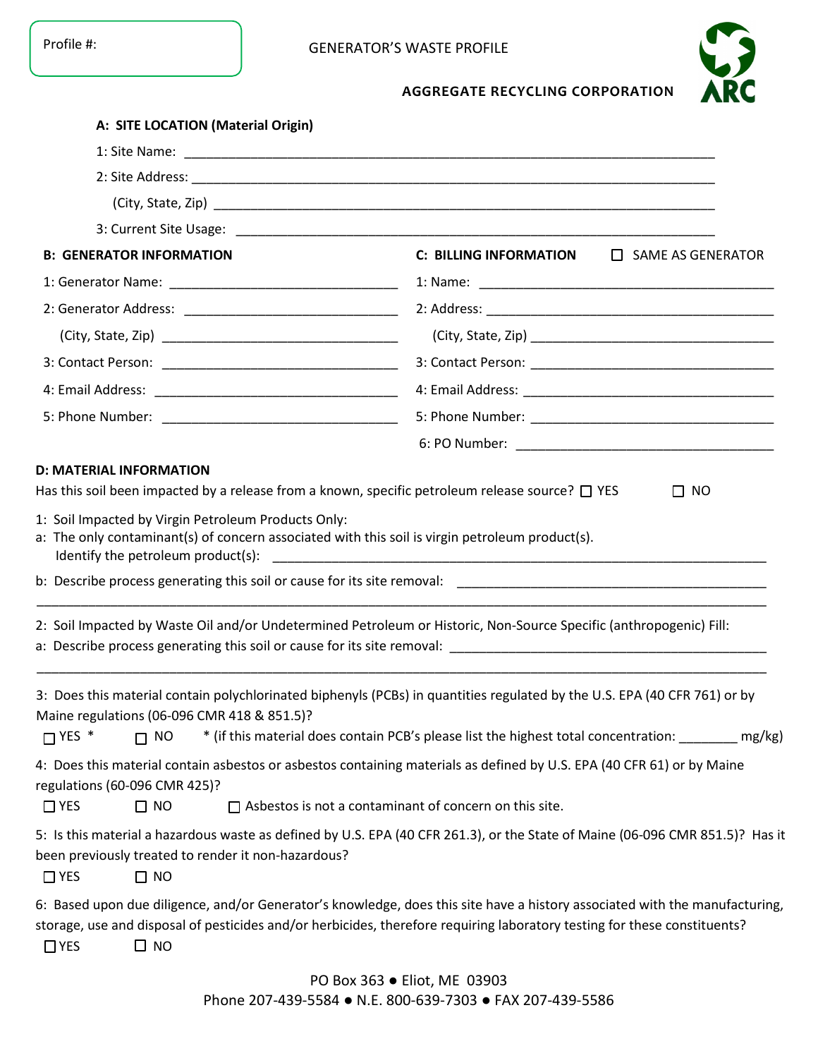Profile #:

GENERATOR'S WASTE PROFILE

**AGGREGATE RECYCLING CORPORATION**

**A: SITE LOCATION (Material Origin)**

1: Site Name: ______________________________________________

2: Site Address: ______________________________________________

(City, State, Zip) ______________________________________________

3: Current Site Usage: ______________________________________________

**B: GENERATOR INFORMATION**

1: Generator Name: ______________________________

2: Generator Address: ______________________________

(City, State, Zip) ______________________________

3: Contact Person: ______________________________

4: Email Address: ______________________________

5: Phone Number: ______________________________

**C: BILLING INFORMATION** ☐ SAME AS GENERATOR

1: Name: ______________________________

2: Address: ______________________________

(City, State, Zip) ______________________________

3: Contact Person: ______________________________

4: Email Address: ______________________________

5: Phone Number: ______________________________

6: PO Number: ______________________________

**D: MATERIAL INFORMATION**

Has this soil been impacted by a release from a known, specific petroleum release source? ☐ YES ☐ NO

1: Soil Impacted by Virgin Petroleum Products Only:

a: The only contaminant(s) of concern associated with this soil is virgin petroleum product(s).
Identify the petroleum product(s): ______________________________

b: Describe process generating this soil or cause for its site removal: ______________________________

______________________________________________________________________

2: Soil Impacted by Waste Oil and/or Undetermined Petroleum or Historic, Non-Source Specific (anthropogenic) Fill:

a: Describe process generating this soil or cause for its site removal: ______________________________

______________________________________________________________________

3: Does this material contain polychlorinated biphenyls (PCBs) in quantities regulated by the U.S. EPA (40 CFR 761) or by Maine regulations (06-096 CMR 418 & 851.5)?

☐ YES * ☐ NO * (if this material does contain PCB's please list the highest total concentration: ________ mg/kg)

4: Does this material contain asbestos or asbestos containing materials as defined by U.S. EPA (40 CFR 61) or by Maine regulations (60-096 CMR 425)?

☐ YES ☐ NO ☐ Asbestos is not a contaminant of concern on this site.

5: Is this material a hazardous waste as defined by U.S. EPA (40 CFR 261.3), or the State of Maine (06-096 CMR 851.5)? Has it been previously treated to render it non-hazardous?

☐ YES ☐ NO

6: Based upon due diligence, and/or Generator's knowledge, does this site have a history associated with the manufacturing, storage, use and disposal of pesticides and/or herbicides, therefore requiring laboratory testing for these constituents?

☐ YES ☐ NO

PO Box 363 ● Eliot, ME 03903
Phone 207-439-5584 ● N.E. 800-639-7303 ● FAX 207-439-5586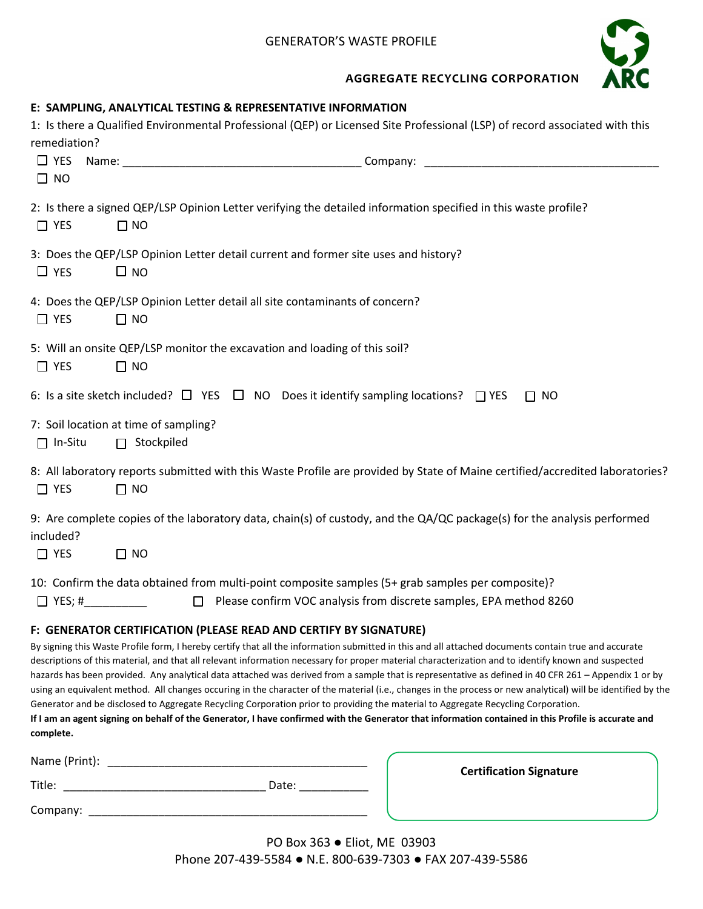GENERATOR'S WASTE PROFILE

**AGGREGATE RECYCLING CORPORATION**

**E: SAMPLING, ANALYTICAL TESTING & REPRESENTATIVE INFORMATION**

1: Is there a Qualified Environmental Professional (QEP) or Licensed Site Professional (LSP) of record associated with this remediation?

☐ YES Name: ______________________________________ Company: ______________________________________

☐ NO

2: Is there a signed QEP/LSP Opinion Letter verifying the detailed information specified in this waste profile?

☐ YES ☐ NO

3: Does the QEP/LSP Opinion Letter detail current and former site uses and history?

☐ YES ☐ NO

4: Does the QEP/LSP Opinion Letter detail all site contaminants of concern?

☐ YES ☐ NO

5: Will an onsite QEP/LSP monitor the excavation and loading of this soil?

☐ YES ☐ NO

6: Is a site sketch included? ☐ YES ☐ NO Does it identify sampling locations? ☐ YES ☐ NO

7: Soil location at time of sampling?

☐ In-Situ ☐ Stockpiled

8: All laboratory reports submitted with this Waste Profile are provided by State of Maine certified/accredited laboratories?

☐ YES ☐ NO

9: Are complete copies of the laboratory data, chain(s) of custody, and the QA/QC package(s) for the analysis performed included?

☐ YES ☐ NO

10: Confirm the data obtained from multi-point composite samples (5+ grab samples per composite)?

☐ YES; #__________ ☐ Please confirm VOC analysis from discrete samples, EPA method 8260

**F: GENERATOR CERTIFICATION (PLEASE READ AND CERTIFY BY SIGNATURE)**

By signing this Waste Profile form, I hereby certify that all the information submitted in this and all attached documents contain true and accurate descriptions of this material, and that all relevant information necessary for proper material characterization and to identify known and suspected hazards has been provided. Any analytical data attached was derived from a sample that is representative as defined in 40 CFR 261 – Appendix 1 or by using an equivalent method. All changes occuring in the character of the material (i.e., changes in the process or new analytical) will be identified by the Generator and be disclosed to Aggregate Recycling Corporation prior to providing the material to Aggregate Recycling Corporation.
**If I am an agent signing on behalf of the Generator, I have confirmed with the Generator that information contained in this Profile is accurate and complete.**

Name (Print): ____________________________________________

Title: ________________________________ Date: ___________

Company: ____________________________________________

**Certification Signature**

PO Box 363 ● Eliot, ME 03903

Phone 207-439-5584 ● N.E. 800-639-7303 ● FAX 207-439-5586